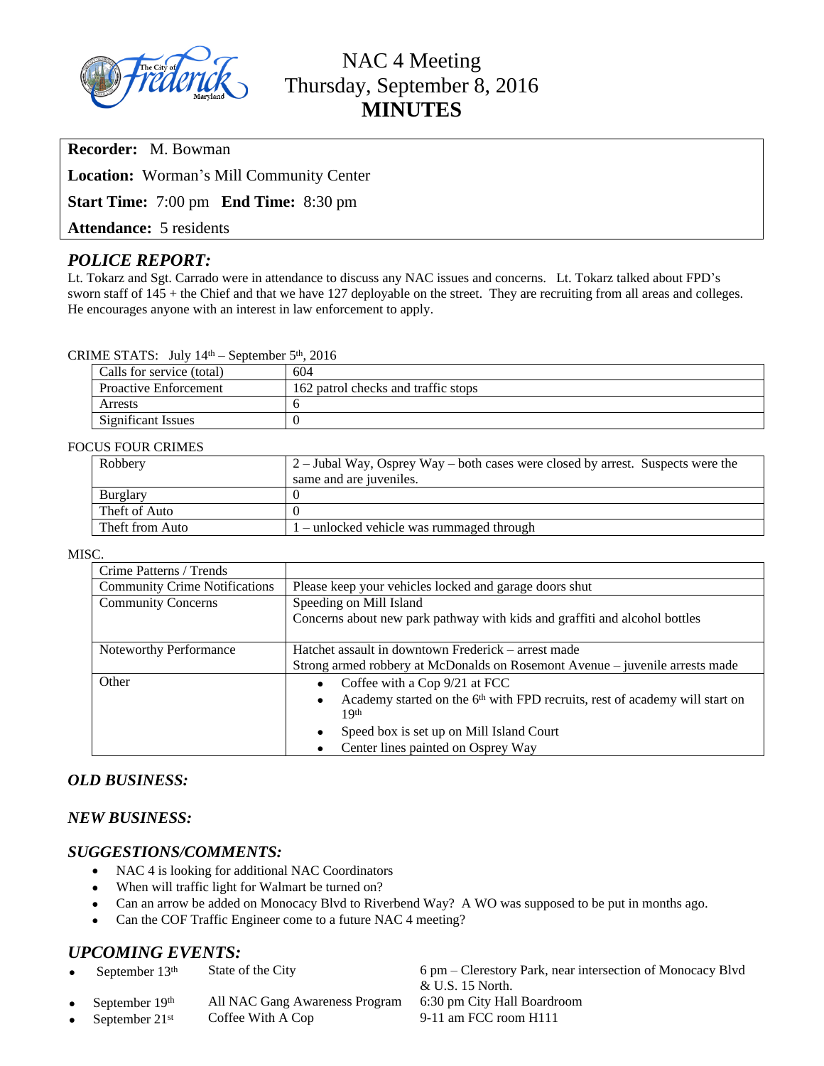# NAC 4 Meeting
## Thursday, September 8, 2016
## MINUTES

**Recorder:** M. Bowman

**Location:** Worman's Mill Community Center

**Start Time:** 7:00 pm **End Time:** 8:30 pm

**Attendance:** 5 residents

## *POLICE REPORT:*

Lt. Tokarz and Sgt. Carrado were in attendance to discuss any NAC issues and concerns. Lt. Tokarz talked about FPD's sworn staff of 145 + the Chief and that we have 127 deployable on the street. They are recruiting from all areas and colleges. He encourages anyone with an interest in law enforcement to apply.

CRIME STATS: July 14th – September 5th, 2016

| | |
|---|---|
| Calls for service (total) | 604 |
| Proactive Enforcement | 162 patrol checks and traffic stops |
| Arrests | 6 |
| Significant Issues | 0 |

FOCUS FOUR CRIMES

| | |
|---|---|
| Robbery | 2 – Jubal Way, Osprey Way – both cases were closed by arrest. Suspects were the same and are juveniles. |
| Burglary | 0 |
| Theft of Auto | 0 |
| Theft from Auto | 1 – unlocked vehicle was rummaged through |

MISC.

| | |
|---|---|
| Crime Patterns / Trends | |
| Community Crime Notifications | Please keep your vehicles locked and garage doors shut |
| Community Concerns | Speeding on Mill Island<br>Concerns about new park pathway with kids and graffiti and alcohol bottles |
| Noteworthy Performance | Hatchet assault in downtown Frederick – arrest made<br>Strong armed robbery at McDonalds on Rosemont Avenue – juvenile arrests made |
| Other | • Coffee with a Cop 9/21 at FCC<br>• Academy started on the 6th with FPD recruits, rest of academy will start on 19th<br>• Speed box is set up on Mill Island Court<br>• Center lines painted on Osprey Way |

## *OLD BUSINESS:*

## *NEW BUSINESS:*

## *SUGGESTIONS/COMMENTS:*

- NAC 4 is looking for additional NAC Coordinators
- When will traffic light for Walmart be turned on?
- Can an arrow be added on Monocacy Blvd to Riverbend Way? A WO was supposed to be put in months ago.
- Can the COF Traffic Engineer come to a future NAC 4 meeting?

## *UPCOMING EVENTS:*

- September 13th — State of the City — 6 pm – Clerestory Park, near intersection of Monocacy Blvd & U.S. 15 North.
- September 19th — All NAC Gang Awareness Program — 6:30 pm City Hall Boardroom
- September 21st — Coffee With A Cop — 9-11 am FCC room H111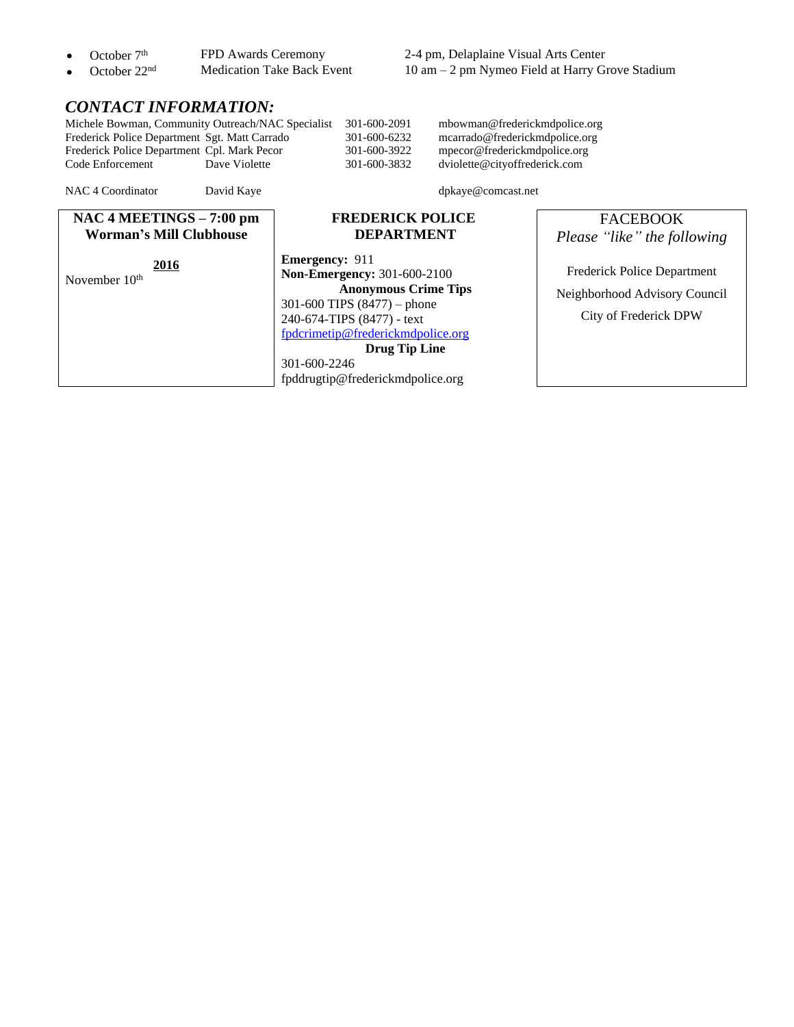- October 7th — FPD Awards Ceremony — 2-4 pm, Delaplaine Visual Arts Center
- October 22nd — Medication Take Back Event — 10 am – 2 pm Nymeo Field at Harry Grove Stadium

## *CONTACT INFORMATION:*

| | | | |
|---|---|---|---|
| Michele Bowman, Community Outreach/NAC Specialist | | 301-600-2091 | mbowman@frederickmdpolice.org |
| Frederick Police Department | Sgt. Matt Carrado | 301-600-6232 | mcarrado@frederickmdpolice.org |
| Frederick Police Department | Cpl. Mark Pecor | 301-600-3922 | mpecor@frederickmdpolice.org |
| Code Enforcement | Dave Violette | 301-600-3832 | dviolette@cityoffrederick.com |
| NAC 4 Coordinator | David Kaye | | dpkaye@comcast.net |

**NAC 4 MEETINGS – 7:00 pm**
**Worman's Mill Clubhouse**

**2016**

November 10th

**FREDERICK POLICE DEPARTMENT**

**Emergency:** 911
**Non-Emergency:** 301-600-2100

**Anonymous Crime Tips**

301-600 TIPS (8477) – phone
240-674-TIPS (8477) - text
fpdcrimetip@frederickmdpolice.org

**Drug Tip Line**

301-600-2246
fpddrugtip@frederickmdpolice.org

FACEBOOK
*Please "like" the following*

Frederick Police Department

Neighborhood Advisory Council

City of Frederick DPW